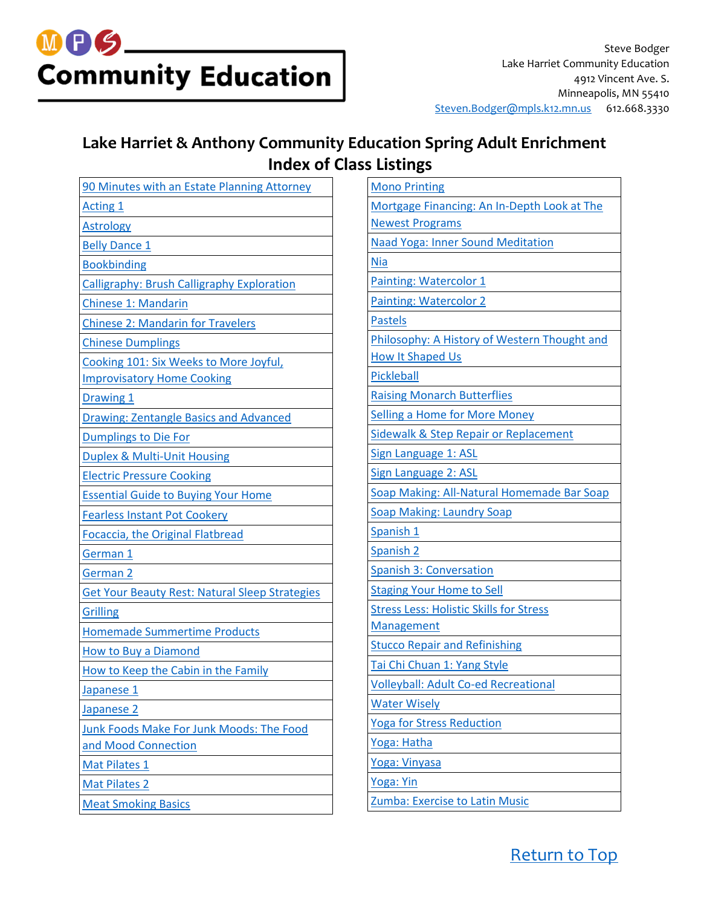# MPS Community Education

Steve Bodger
Lake Harriet Community Education
4912 Vincent Ave. S.
Minneapolis, MN 55410
Steven.Bodger@mpls.k12.mn.us 612.668.3330

## Lake Harriet & Anthony Community Education Spring Adult Enrichment Index of Class Listings

| | |
|---|---|
| 90 Minutes with an Estate Planning Attorney | Mono Printing |
| Acting 1 | Mortgage Financing: An In-Depth Look at The Newest Programs |
| Astrology | Naad Yoga: Inner Sound Meditation |
| Belly Dance 1 | Nia |
| Bookbinding | Painting: Watercolor 1 |
| Calligraphy: Brush Calligraphy Exploration | Painting: Watercolor 2 |
| Chinese 1: Mandarin | Pastels |
| Chinese 2: Mandarin for Travelers | Philosophy: A History of Western Thought and How It Shaped Us |
| Chinese Dumplings | Pickleball |
| Cooking 101: Six Weeks to More Joyful, Improvisatory Home Cooking | Raising Monarch Butterflies |
| Drawing 1 | Selling a Home for More Money |
| Drawing: Zentangle Basics and Advanced | Sidewalk & Step Repair or Replacement |
| Dumplings to Die For | Sign Language 1: ASL |
| Duplex & Multi-Unit Housing | Sign Language 2: ASL |
| Electric Pressure Cooking | Soap Making: All-Natural Homemade Bar Soap |
| Essential Guide to Buying Your Home | Soap Making: Laundry Soap |
| Fearless Instant Pot Cookery | Spanish 1 |
| Focaccia, the Original Flatbread | Spanish 2 |
| German 1 | Spanish 3: Conversation |
| German 2 | Staging Your Home to Sell |
| Get Your Beauty Rest: Natural Sleep Strategies | Stress Less: Holistic Skills for Stress Management |
| Grilling | Stucco Repair and Refinishing |
| Homemade Summertime Products | Tai Chi Chuan 1: Yang Style |
| How to Buy a Diamond | Volleyball: Adult Co-ed Recreational |
| How to Keep the Cabin in the Family | Water Wisely |
| Japanese 1 | Yoga for Stress Reduction |
| Japanese 2 | Yoga: Hatha |
| Junk Foods Make For Junk Moods: The Food and Mood Connection | Yoga: Vinyasa |
| Mat Pilates 1 | Yoga: Yin |
| Mat Pilates 2 | Zumba: Exercise to Latin Music |
| Meat Smoking Basics | |

Return to Top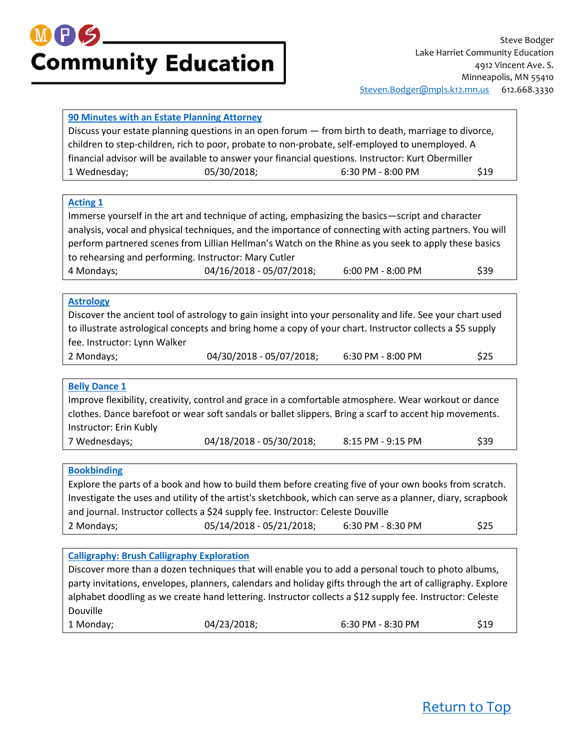**MPS Community Education**

Steve Bodger
Lake Harriet Community Education
4912 Vincent Ave. S.
Minneapolis, MN 55410
Steven.Bodger@mpls.k12.mn.us 612.668.3330

### 90 Minutes with an Estate Planning Attorney

Discuss your estate planning questions in an open forum — from birth to death, marriage to divorce, children to step-children, rich to poor, probate to non-probate, self-employed to unemployed. A financial advisor will be available to answer your financial questions. Instructor: Kurt Obermiller

| 1 Wednesday; | 05/30/2018; | 6:30 PM - 8:00 PM | $19 |
|---|---|---|---|

### Acting 1

Immerse yourself in the art and technique of acting, emphasizing the basics—script and character analysis, vocal and physical techniques, and the importance of connecting with acting partners. You will perform partnered scenes from Lillian Hellman's Watch on the Rhine as you seek to apply these basics to rehearsing and performing. Instructor: Mary Cutler

| 4 Mondays; | 04/16/2018 - 05/07/2018; | 6:00 PM - 8:00 PM | $39 |
|---|---|---|---|

### Astrology

Discover the ancient tool of astrology to gain insight into your personality and life. See your chart used to illustrate astrological concepts and bring home a copy of your chart. Instructor collects a $5 supply fee. Instructor: Lynn Walker

| 2 Mondays; | 04/30/2018 - 05/07/2018; | 6:30 PM - 8:00 PM | $25 |
|---|---|---|---|

### Belly Dance 1

Improve flexibility, creativity, control and grace in a comfortable atmosphere. Wear workout or dance clothes. Dance barefoot or wear soft sandals or ballet slippers. Bring a scarf to accent hip movements. Instructor: Erin Kubly

| 7 Wednesdays; | 04/18/2018 - 05/30/2018; | 8:15 PM - 9:15 PM | $39 |
|---|---|---|---|

### Bookbinding

Explore the parts of a book and how to build them before creating five of your own books from scratch. Investigate the uses and utility of the artist's sketchbook, which can serve as a planner, diary, scrapbook and journal. Instructor collects a $24 supply fee. Instructor: Celeste Douville

| 2 Mondays; | 05/14/2018 - 05/21/2018; | 6:30 PM - 8:30 PM | $25 |
|---|---|---|---|

### Calligraphy: Brush Calligraphy Exploration

Discover more than a dozen techniques that will enable you to add a personal touch to photo albums, party invitations, envelopes, planners, calendars and holiday gifts through the art of calligraphy. Explore alphabet doodling as we create hand lettering. Instructor collects a $12 supply fee. Instructor: Celeste Douville

| 1 Monday; | 04/23/2018; | 6:30 PM - 8:30 PM | $19 |
|---|---|---|---|

Return to Top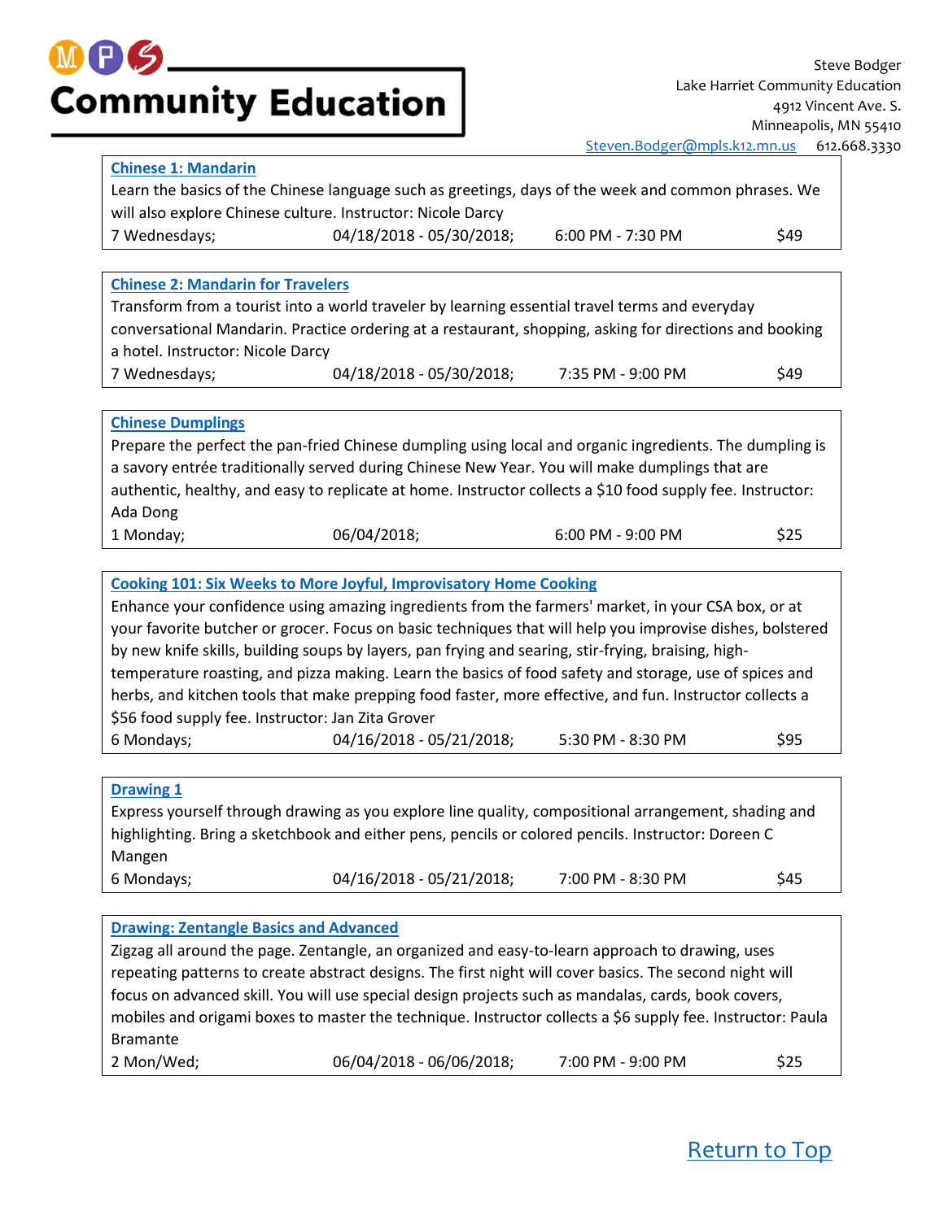# MPS Community Education

Steve Bodger
Lake Harriet Community Education
4912 Vincent Ave. S.
Minneapolis, MN 55410
Steven.Bodger@mpls.k12.mn.us 612.668.3330

### Chinese 1: Mandarin

Learn the basics of the Chinese language such as greetings, days of the week and common phrases. We will also explore Chinese culture. Instructor: Nicole Darcy

7 Wednesdays; 04/18/2018 - 05/30/2018; 6:00 PM - 7:30 PM $49

### Chinese 2: Mandarin for Travelers

Transform from a tourist into a world traveler by learning essential travel terms and everyday conversational Mandarin. Practice ordering at a restaurant, shopping, asking for directions and booking a hotel. Instructor: Nicole Darcy

7 Wednesdays; 04/18/2018 - 05/30/2018; 7:35 PM - 9:00 PM $49

### Chinese Dumplings

Prepare the perfect the pan-fried Chinese dumpling using local and organic ingredients. The dumpling is a savory entrée traditionally served during Chinese New Year. You will make dumplings that are authentic, healthy, and easy to replicate at home. Instructor collects a $10 food supply fee. Instructor: Ada Dong

1 Monday; 06/04/2018; 6:00 PM - 9:00 PM $25

### Cooking 101: Six Weeks to More Joyful, Improvisatory Home Cooking

Enhance your confidence using amazing ingredients from the farmers' market, in your CSA box, or at your favorite butcher or grocer. Focus on basic techniques that will help you improvise dishes, bolstered by new knife skills, building soups by layers, pan frying and searing, stir-frying, braising, high-temperature roasting, and pizza making. Learn the basics of food safety and storage, use of spices and herbs, and kitchen tools that make prepping food faster, more effective, and fun. Instructor collects a $56 food supply fee. Instructor: Jan Zita Grover

6 Mondays; 04/16/2018 - 05/21/2018; 5:30 PM - 8:30 PM $95

### Drawing 1

Express yourself through drawing as you explore line quality, compositional arrangement, shading and highlighting. Bring a sketchbook and either pens, pencils or colored pencils. Instructor: Doreen C Mangen

6 Mondays; 04/16/2018 - 05/21/2018; 7:00 PM - 8:30 PM $45

### Drawing: Zentangle Basics and Advanced

Zigzag all around the page. Zentangle, an organized and easy-to-learn approach to drawing, uses repeating patterns to create abstract designs. The first night will cover basics. The second night will focus on advanced skill. You will use special design projects such as mandalas, cards, book covers, mobiles and origami boxes to master the technique. Instructor collects a $6 supply fee. Instructor: Paula Bramante

2 Mon/Wed; 06/04/2018 - 06/06/2018; 7:00 PM - 9:00 PM $25

Return to Top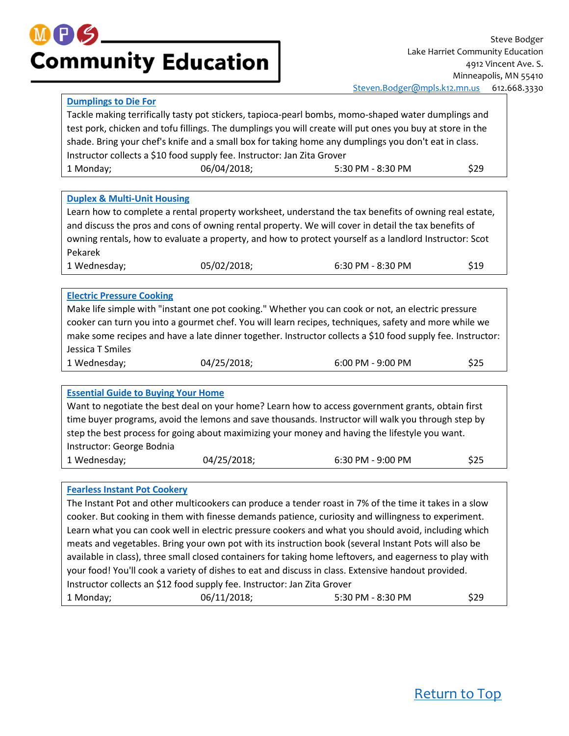# Community Education

Steve Bodger
Lake Harriet Community Education
4912 Vincent Ave. S.
Minneapolis, MN 55410
Steven.Bodger@mpls.k12.mn.us 612.668.3330

### Dumplings to Die For

Tackle making terrifically tasty pot stickers, tapioca-pearl bombs, momo-shaped water dumplings and test pork, chicken and tofu fillings. The dumplings you will create will put ones you buy at store in the shade. Bring your chef's knife and a small box for taking home any dumplings you don't eat in class. Instructor collects a $10 food supply fee. Instructor: Jan Zita Grover

| 1 Monday; | 06/04/2018; | 5:30 PM - 8:30 PM | $29 |
|---|---|---|---|

### Duplex & Multi-Unit Housing

Learn how to complete a rental property worksheet, understand the tax benefits of owning real estate, and discuss the pros and cons of owning rental property. We will cover in detail the tax benefits of owning rentals, how to evaluate a property, and how to protect yourself as a landlord Instructor: Scot Pekarek

| 1 Wednesday; | 05/02/2018; | 6:30 PM - 8:30 PM | $19 |
|---|---|---|---|

### Electric Pressure Cooking

Make life simple with "instant one pot cooking." Whether you can cook or not, an electric pressure cooker can turn you into a gourmet chef. You will learn recipes, techniques, safety and more while we make some recipes and have a late dinner together. Instructor collects a $10 food supply fee. Instructor: Jessica T Smiles

| 1 Wednesday; | 04/25/2018; | 6:00 PM - 9:00 PM | $25 |
|---|---|---|---|

### Essential Guide to Buying Your Home

Want to negotiate the best deal on your home? Learn how to access government grants, obtain first time buyer programs, avoid the lemons and save thousands. Instructor will walk you through step by step the best process for going about maximizing your money and having the lifestyle you want. Instructor: George Bodnia

| 1 Wednesday; | 04/25/2018; | 6:30 PM - 9:00 PM | $25 |
|---|---|---|---|

### Fearless Instant Pot Cookery

The Instant Pot and other multicookers can produce a tender roast in 7% of the time it takes in a slow cooker. But cooking in them with finesse demands patience, curiosity and willingness to experiment. Learn what you can cook well in electric pressure cookers and what you should avoid, including which meats and vegetables. Bring your own pot with its instruction book (several Instant Pots will also be available in class), three small closed containers for taking home leftovers, and eagerness to play with your food! You'll cook a variety of dishes to eat and discuss in class. Extensive handout provided. Instructor collects an $12 food supply fee. Instructor: Jan Zita Grover

| 1 Monday; | 06/11/2018; | 5:30 PM - 8:30 PM | $29 |
|---|---|---|---|

Return to Top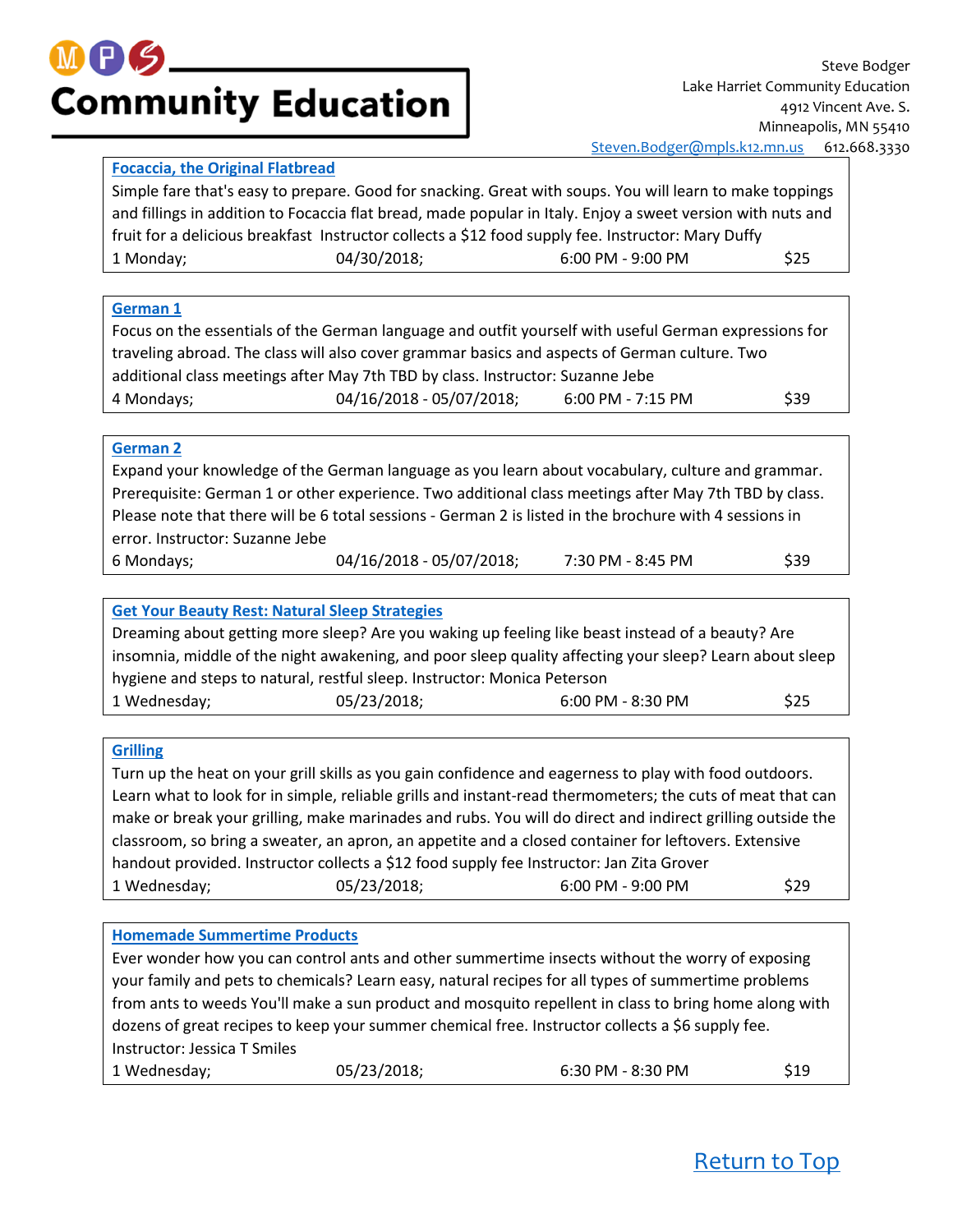**MPS Community Education**

Steve Bodger
Lake Harriet Community Education
4912 Vincent Ave. S.
Minneapolis, MN 55410
Steven.Bodger@mpls.k12.mn.us 612.668.3330

### Focaccia, the Original Flatbread

Simple fare that's easy to prepare. Good for snacking. Great with soups. You will learn to make toppings and fillings in addition to Focaccia flat bread, made popular in Italy. Enjoy a sweet version with nuts and fruit for a delicious breakfast Instructor collects a $12 food supply fee. Instructor: Mary Duffy

1 Monday; 04/30/2018; 6:00 PM - 9:00 PM $25

### German 1

Focus on the essentials of the German language and outfit yourself with useful German expressions for traveling abroad. The class will also cover grammar basics and aspects of German culture. Two additional class meetings after May 7th TBD by class. Instructor: Suzanne Jebe

4 Mondays; 04/16/2018 - 05/07/2018; 6:00 PM - 7:15 PM $39

### German 2

Expand your knowledge of the German language as you learn about vocabulary, culture and grammar. Prerequisite: German 1 or other experience. Two additional class meetings after May 7th TBD by class. Please note that there will be 6 total sessions - German 2 is listed in the brochure with 4 sessions in error. Instructor: Suzanne Jebe

6 Mondays; 04/16/2018 - 05/07/2018; 7:30 PM - 8:45 PM $39

### Get Your Beauty Rest: Natural Sleep Strategies

Dreaming about getting more sleep? Are you waking up feeling like beast instead of a beauty? Are insomnia, middle of the night awakening, and poor sleep quality affecting your sleep? Learn about sleep hygiene and steps to natural, restful sleep. Instructor: Monica Peterson

1 Wednesday; 05/23/2018; 6:00 PM - 8:30 PM $25

### Grilling

Turn up the heat on your grill skills as you gain confidence and eagerness to play with food outdoors. Learn what to look for in simple, reliable grills and instant-read thermometers; the cuts of meat that can make or break your grilling, make marinades and rubs. You will do direct and indirect grilling outside the classroom, so bring a sweater, an apron, an appetite and a closed container for leftovers. Extensive handout provided. Instructor collects a $12 food supply fee Instructor: Jan Zita Grover

1 Wednesday; 05/23/2018; 6:00 PM - 9:00 PM $29

### Homemade Summertime Products

Ever wonder how you can control ants and other summertime insects without the worry of exposing your family and pets to chemicals? Learn easy, natural recipes for all types of summertime problems from ants to weeds You'll make a sun product and mosquito repellent in class to bring home along with dozens of great recipes to keep your summer chemical free. Instructor collects a $6 supply fee. Instructor: Jessica T Smiles

1 Wednesday; 05/23/2018; 6:30 PM - 8:30 PM $19

Return to Top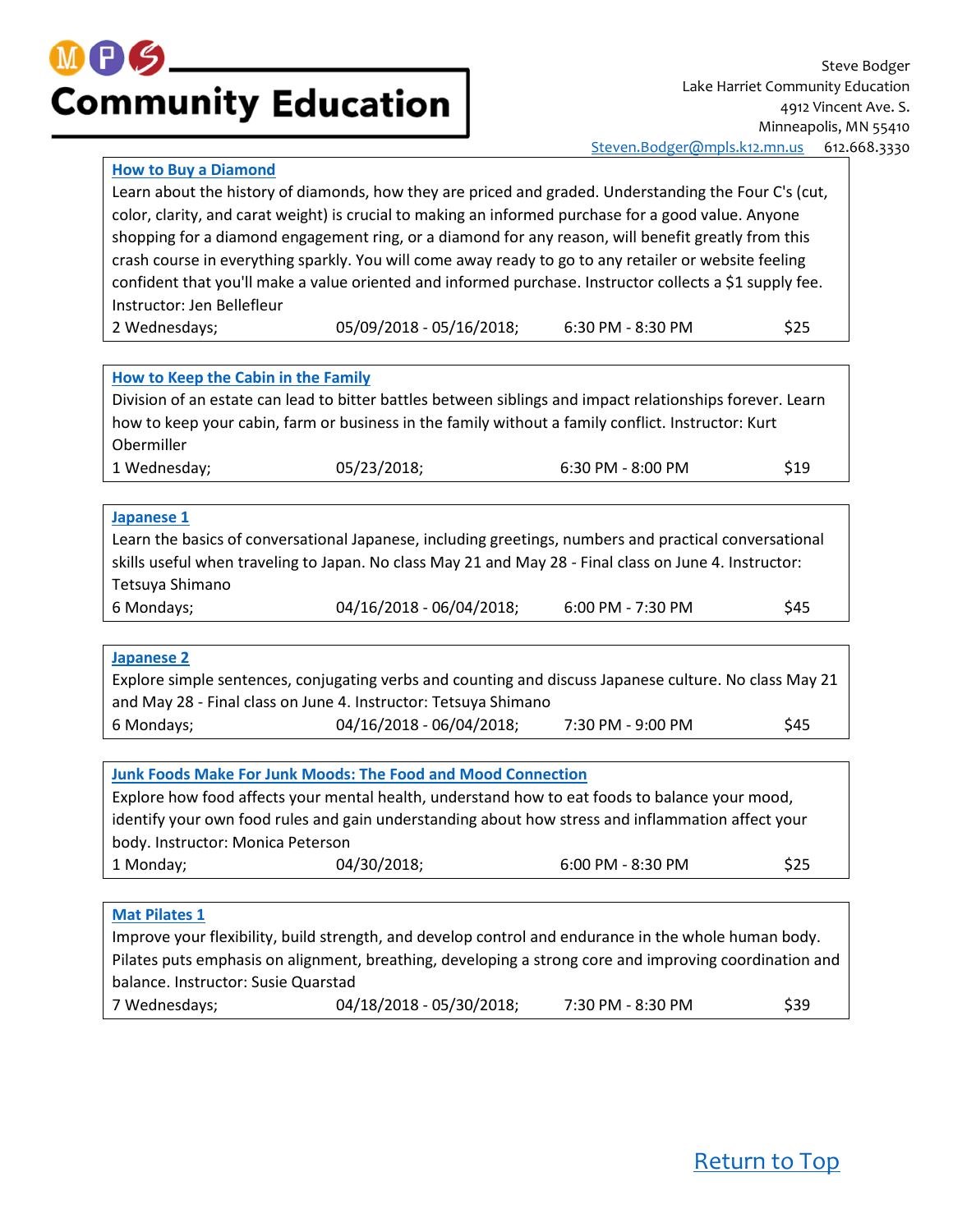# Community Education

Steve Bodger
Lake Harriet Community Education
4912 Vincent Ave. S.
Minneapolis, MN 55410
Steven.Bodger@mpls.k12.mn.us 612.668.3330

### How to Buy a Diamond

Learn about the history of diamonds, how they are priced and graded. Understanding the Four C's (cut, color, clarity, and carat weight) is crucial to making an informed purchase for a good value. Anyone shopping for a diamond engagement ring, or a diamond for any reason, will benefit greatly from this crash course in everything sparkly. You will come away ready to go to any retailer or website feeling confident that you'll make a value oriented and informed purchase. Instructor collects a $1 supply fee. Instructor: Jen Bellefleur

2 Wednesdays; 05/09/2018 - 05/16/2018; 6:30 PM - 8:30 PM $25

### How to Keep the Cabin in the Family

Division of an estate can lead to bitter battles between siblings and impact relationships forever. Learn how to keep your cabin, farm or business in the family without a family conflict. Instructor: Kurt Obermiller

1 Wednesday; 05/23/2018; 6:30 PM - 8:00 PM $19

### Japanese 1

Learn the basics of conversational Japanese, including greetings, numbers and practical conversational skills useful when traveling to Japan. No class May 21 and May 28 - Final class on June 4. Instructor: Tetsuya Shimano

6 Mondays; 04/16/2018 - 06/04/2018; 6:00 PM - 7:30 PM $45

### Japanese 2

Explore simple sentences, conjugating verbs and counting and discuss Japanese culture. No class May 21 and May 28 - Final class on June 4. Instructor: Tetsuya Shimano

6 Mondays; 04/16/2018 - 06/04/2018; 7:30 PM - 9:00 PM $45

### Junk Foods Make For Junk Moods: The Food and Mood Connection

Explore how food affects your mental health, understand how to eat foods to balance your mood, identify your own food rules and gain understanding about how stress and inflammation affect your body. Instructor: Monica Peterson

1 Monday; 04/30/2018; 6:00 PM - 8:30 PM $25

### Mat Pilates 1

Improve your flexibility, build strength, and develop control and endurance in the whole human body. Pilates puts emphasis on alignment, breathing, developing a strong core and improving coordination and balance. Instructor: Susie Quarstad

7 Wednesdays; 04/18/2018 - 05/30/2018; 7:30 PM - 8:30 PM $39

Return to Top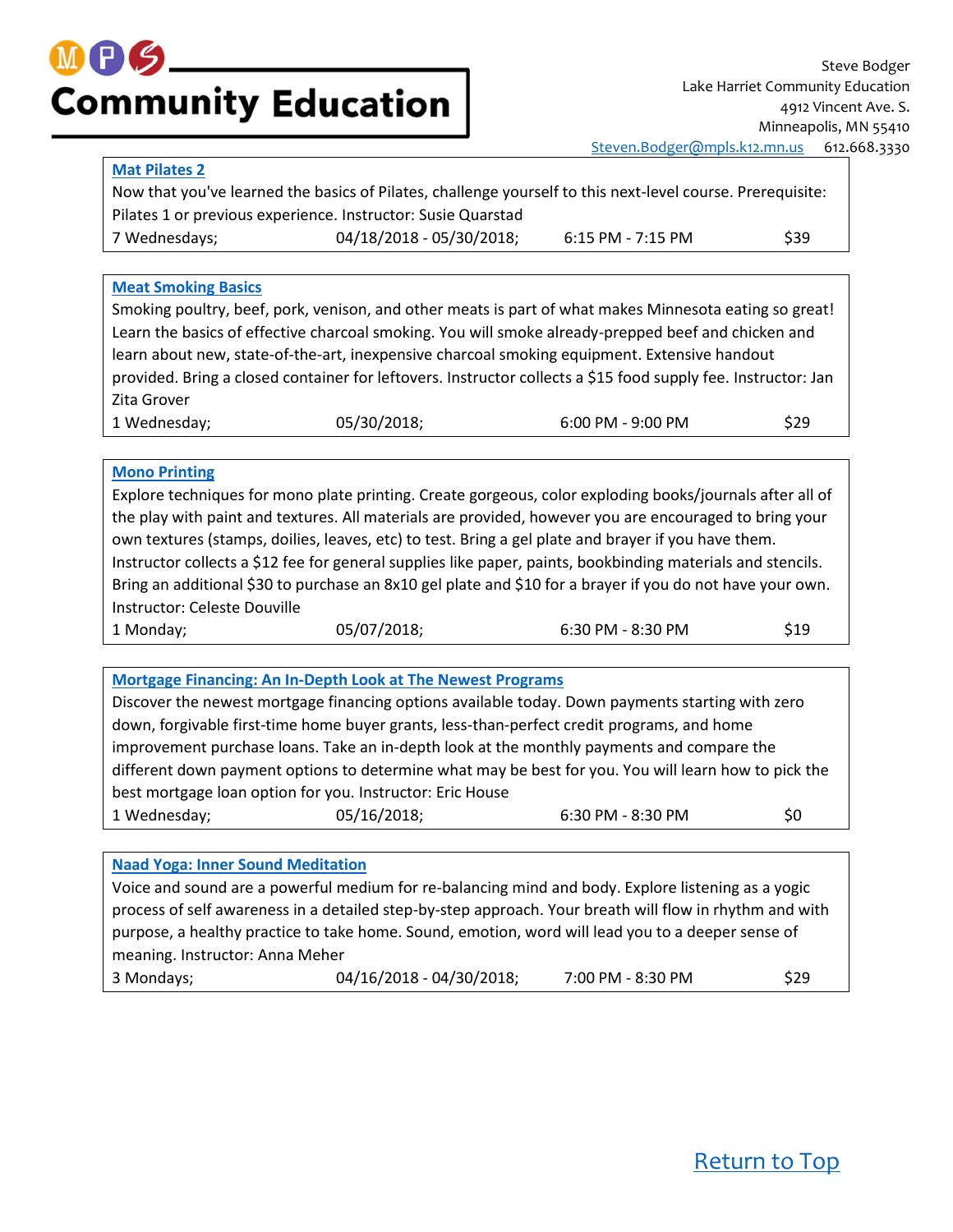**Community Education**

Steve Bodger
Lake Harriet Community Education
4912 Vincent Ave. S.
Minneapolis, MN 55410
Steven.Bodger@mpls.k12.mn.us 612.668.3330

### Mat Pilates 2

Now that you've learned the basics of Pilates, challenge yourself to this next-level course. Prerequisite: Pilates 1 or previous experience. Instructor: Susie Quarstad

| | | | |
|---|---|---|---|
| 7 Wednesdays; | 04/18/2018 - 05/30/2018; | 6:15 PM - 7:15 PM | $39 |

### Meat Smoking Basics

Smoking poultry, beef, pork, venison, and other meats is part of what makes Minnesota eating so great! Learn the basics of effective charcoal smoking. You will smoke already-prepped beef and chicken and learn about new, state-of-the-art, inexpensive charcoal smoking equipment. Extensive handout provided. Bring a closed container for leftovers. Instructor collects a $15 food supply fee. Instructor: Jan Zita Grover

| | | | |
|---|---|---|---|
| 1 Wednesday; | 05/30/2018; | 6:00 PM - 9:00 PM | $29 |

### Mono Printing

Explore techniques for mono plate printing. Create gorgeous, color exploding books/journals after all of the play with paint and textures. All materials are provided, however you are encouraged to bring your own textures (stamps, doilies, leaves, etc) to test. Bring a gel plate and brayer if you have them. Instructor collects a $12 fee for general supplies like paper, paints, bookbinding materials and stencils. Bring an additional $30 to purchase an 8x10 gel plate and $10 for a brayer if you do not have your own. Instructor: Celeste Douville

| | | | |
|---|---|---|---|
| 1 Monday; | 05/07/2018; | 6:30 PM - 8:30 PM | $19 |

### Mortgage Financing: An In-Depth Look at The Newest Programs

Discover the newest mortgage financing options available today. Down payments starting with zero down, forgivable first-time home buyer grants, less-than-perfect credit programs, and home improvement purchase loans. Take an in-depth look at the monthly payments and compare the different down payment options to determine what may be best for you. You will learn how to pick the best mortgage loan option for you. Instructor: Eric House

| | | | |
|---|---|---|---|
| 1 Wednesday; | 05/16/2018; | 6:30 PM - 8:30 PM | $0 |

### Naad Yoga: Inner Sound Meditation

Voice and sound are a powerful medium for re-balancing mind and body. Explore listening as a yogic process of self awareness in a detailed step-by-step approach. Your breath will flow in rhythm and with purpose, a healthy practice to take home. Sound, emotion, word will lead you to a deeper sense of meaning. Instructor: Anna Meher

| | | | |
|---|---|---|---|
| 3 Mondays; | 04/16/2018 - 04/30/2018; | 7:00 PM - 8:30 PM | $29 |

Return to Top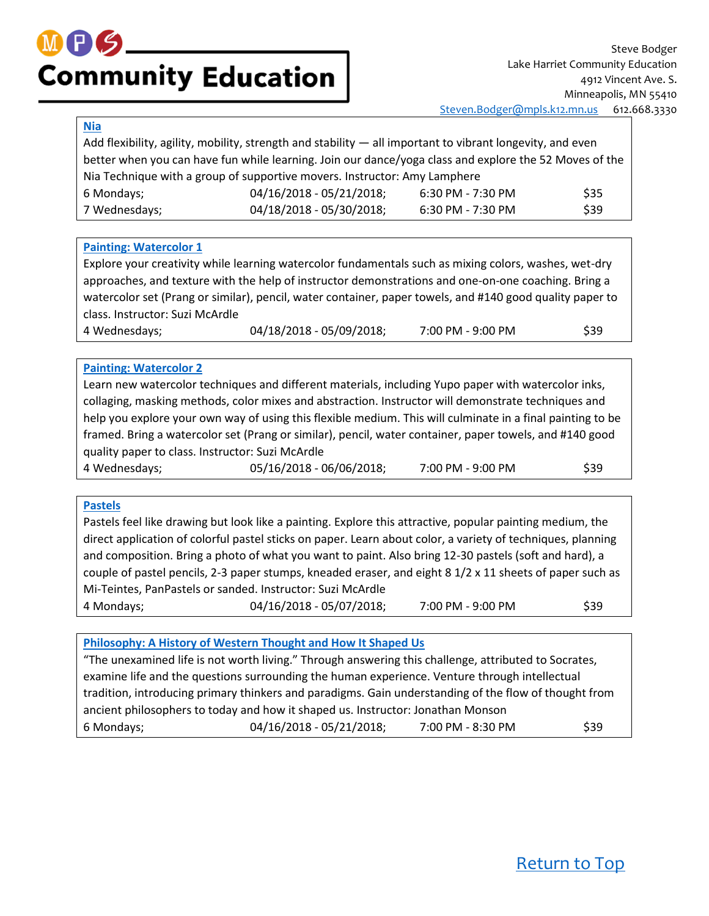# Community Education

Steve Bodger
Lake Harriet Community Education
4912 Vincent Ave. S.
Minneapolis, MN 55410
Steven.Bodger@mpls.k12.mn.us 612.668.3330

## Nia

Add flexibility, agility, mobility, strength and stability — all important to vibrant longevity, and even better when you can have fun while learning. Join our dance/yoga class and explore the 52 Moves of the Nia Technique with a group of supportive movers. Instructor: Amy Lamphere

| | | | |
|---|---|---|---|
| 6 Mondays; | 04/16/2018 - 05/21/2018; | 6:30 PM - 7:30 PM | $35 |
| 7 Wednesdays; | 04/18/2018 - 05/30/2018; | 6:30 PM - 7:30 PM | $39 |

## Painting: Watercolor 1

Explore your creativity while learning watercolor fundamentals such as mixing colors, washes, wet-dry approaches, and texture with the help of instructor demonstrations and one-on-one coaching. Bring a watercolor set (Prang or similar), pencil, water container, paper towels, and #140 good quality paper to class. Instructor: Suzi McArdle

| | | | |
|---|---|---|---|
| 4 Wednesdays; | 04/18/2018 - 05/09/2018; | 7:00 PM - 9:00 PM | $39 |

## Painting: Watercolor 2

Learn new watercolor techniques and different materials, including Yupo paper with watercolor inks, collaging, masking methods, color mixes and abstraction. Instructor will demonstrate techniques and help you explore your own way of using this flexible medium. This will culminate in a final painting to be framed. Bring a watercolor set (Prang or similar), pencil, water container, paper towels, and #140 good quality paper to class. Instructor: Suzi McArdle

| | | | |
|---|---|---|---|
| 4 Wednesdays; | 05/16/2018 - 06/06/2018; | 7:00 PM - 9:00 PM | $39 |

## Pastels

Pastels feel like drawing but look like a painting. Explore this attractive, popular painting medium, the direct application of colorful pastel sticks on paper. Learn about color, a variety of techniques, planning and composition. Bring a photo of what you want to paint. Also bring 12-30 pastels (soft and hard), a couple of pastel pencils, 2-3 paper stumps, kneaded eraser, and eight 8 1/2 x 11 sheets of paper such as Mi-Teintes, PanPastels or sanded. Instructor: Suzi McArdle

| | | | |
|---|---|---|---|
| 4 Mondays; | 04/16/2018 - 05/07/2018; | 7:00 PM - 9:00 PM | $39 |

## Philosophy: A History of Western Thought and How It Shaped Us

"The unexamined life is not worth living." Through answering this challenge, attributed to Socrates, examine life and the questions surrounding the human experience. Venture through intellectual tradition, introducing primary thinkers and paradigms. Gain understanding of the flow of thought from ancient philosophers to today and how it shaped us. Instructor: Jonathan Monson

| | | | |
|---|---|---|---|
| 6 Mondays; | 04/16/2018 - 05/21/2018; | 7:00 PM - 8:30 PM | $39 |

Return to Top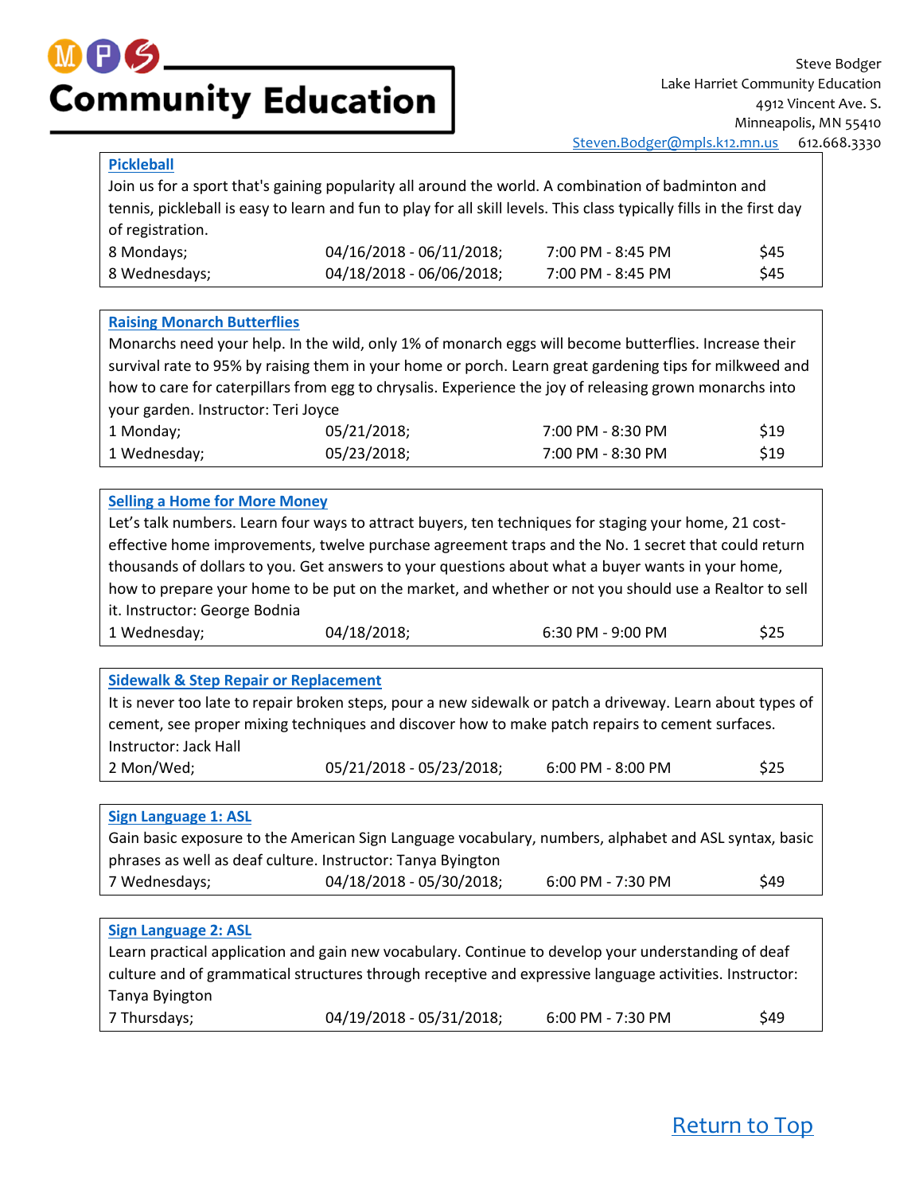# MPS Community Education

Steve Bodger
Lake Harriet Community Education
4912 Vincent Ave. S.
Minneapolis, MN 55410
Steven.Bodger@mpls.k12.mn.us 612.668.3330

## Pickleball

Join us for a sport that's gaining popularity all around the world. A combination of badminton and tennis, pickleball is easy to learn and fun to play for all skill levels. This class typically fills in the first day of registration.

| | | | |
|---|---|---|---|
| 8 Mondays; | 04/16/2018 - 06/11/2018; | 7:00 PM - 8:45 PM | $45 |
| 8 Wednesdays; | 04/18/2018 - 06/06/2018; | 7:00 PM - 8:45 PM | $45 |

## Raising Monarch Butterflies

Monarchs need your help. In the wild, only 1% of monarch eggs will become butterflies. Increase their survival rate to 95% by raising them in your home or porch. Learn great gardening tips for milkweed and how to care for caterpillars from egg to chrysalis. Experience the joy of releasing grown monarchs into your garden. Instructor: Teri Joyce

| | | | |
|---|---|---|---|
| 1 Monday; | 05/21/2018; | 7:00 PM - 8:30 PM | $19 |
| 1 Wednesday; | 05/23/2018; | 7:00 PM - 8:30 PM | $19 |

## Selling a Home for More Money

Let's talk numbers. Learn four ways to attract buyers, ten techniques for staging your home, 21 cost-effective home improvements, twelve purchase agreement traps and the No. 1 secret that could return thousands of dollars to you. Get answers to your questions about what a buyer wants in your home, how to prepare your home to be put on the market, and whether or not you should use a Realtor to sell it. Instructor: George Bodnia

| | | | |
|---|---|---|---|
| 1 Wednesday; | 04/18/2018; | 6:30 PM - 9:00 PM | $25 |

## Sidewalk & Step Repair or Replacement

It is never too late to repair broken steps, pour a new sidewalk or patch a driveway. Learn about types of cement, see proper mixing techniques and discover how to make patch repairs to cement surfaces. Instructor: Jack Hall

| | | | |
|---|---|---|---|
| 2 Mon/Wed; | 05/21/2018 - 05/23/2018; | 6:00 PM - 8:00 PM | $25 |

## Sign Language 1: ASL

Gain basic exposure to the American Sign Language vocabulary, numbers, alphabet and ASL syntax, basic phrases as well as deaf culture. Instructor: Tanya Byington

| | | | |
|---|---|---|---|
| 7 Wednesdays; | 04/18/2018 - 05/30/2018; | 6:00 PM - 7:30 PM | $49 |

## Sign Language 2: ASL

Learn practical application and gain new vocabulary. Continue to develop your understanding of deaf culture and of grammatical structures through receptive and expressive language activities. Instructor: Tanya Byington

| | | | |
|---|---|---|---|
| 7 Thursdays; | 04/19/2018 - 05/31/2018; | 6:00 PM - 7:30 PM | $49 |

Return to Top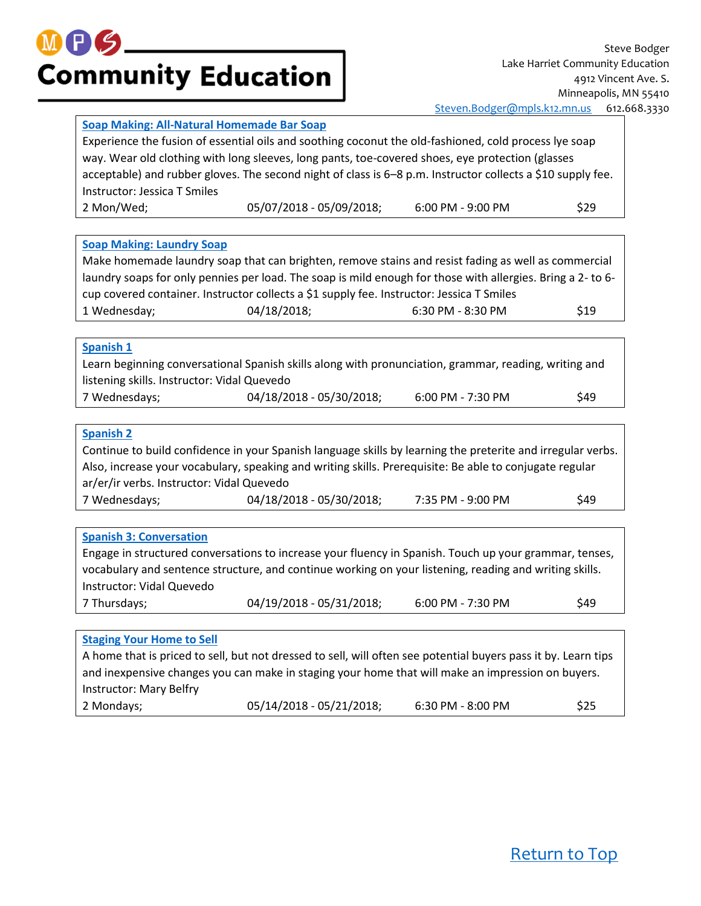# Community Education

Steve Bodger
Lake Harriet Community Education
4912 Vincent Ave. S.
Minneapolis, MN 55410
Steven.Bodger@mpls.k12.mn.us 612.668.3330

### Soap Making: All-Natural Homemade Bar Soap

Experience the fusion of essential oils and soothing coconut the old-fashioned, cold process lye soap way. Wear old clothing with long sleeves, long pants, toe-covered shoes, eye protection (glasses acceptable) and rubber gloves. The second night of class is 6–8 p.m. Instructor collects a $10 supply fee. Instructor: Jessica T Smiles

2 Mon/Wed; 05/07/2018 - 05/09/2018; 6:00 PM - 9:00 PM $29

### Soap Making: Laundry Soap

Make homemade laundry soap that can brighten, remove stains and resist fading as well as commercial laundry soaps for only pennies per load. The soap is mild enough for those with allergies. Bring a 2- to 6-cup covered container. Instructor collects a $1 supply fee. Instructor: Jessica T Smiles

1 Wednesday; 04/18/2018; 6:30 PM - 8:30 PM $19

### Spanish 1

Learn beginning conversational Spanish skills along with pronunciation, grammar, reading, writing and listening skills. Instructor: Vidal Quevedo

7 Wednesdays; 04/18/2018 - 05/30/2018; 6:00 PM - 7:30 PM $49

### Spanish 2

Continue to build confidence in your Spanish language skills by learning the preterite and irregular verbs. Also, increase your vocabulary, speaking and writing skills. Prerequisite: Be able to conjugate regular ar/er/ir verbs. Instructor: Vidal Quevedo

7 Wednesdays; 04/18/2018 - 05/30/2018; 7:35 PM - 9:00 PM $49

### Spanish 3: Conversation

Engage in structured conversations to increase your fluency in Spanish. Touch up your grammar, tenses, vocabulary and sentence structure, and continue working on your listening, reading and writing skills. Instructor: Vidal Quevedo

7 Thursdays; 04/19/2018 - 05/31/2018; 6:00 PM - 7:30 PM $49

### Staging Your Home to Sell

A home that is priced to sell, but not dressed to sell, will often see potential buyers pass it by. Learn tips and inexpensive changes you can make in staging your home that will make an impression on buyers. Instructor: Mary Belfry

2 Mondays; 05/14/2018 - 05/21/2018; 6:30 PM - 8:00 PM $25

Return to Top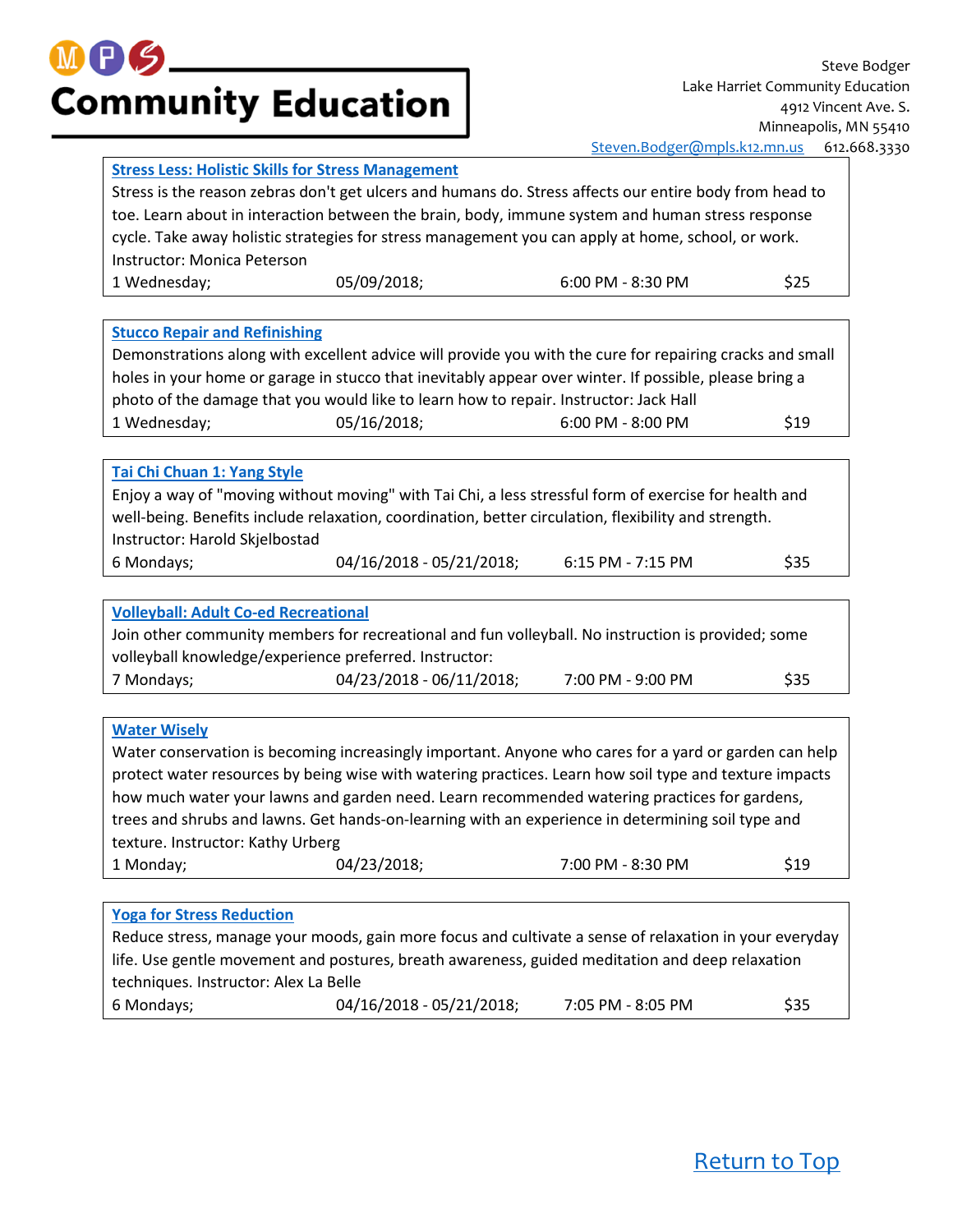# MPS Community Education

Steve Bodger
Lake Harriet Community Education
4912 Vincent Ave. S.
Minneapolis, MN 55410
Steven.Bodger@mpls.k12.mn.us 612.668.3330

### Stress Less: Holistic Skills for Stress Management

Stress is the reason zebras don't get ulcers and humans do. Stress affects our entire body from head to toe. Learn about in interaction between the brain, body, immune system and human stress response cycle. Take away holistic strategies for stress management you can apply at home, school, or work. Instructor: Monica Peterson

1 Wednesday; 05/09/2018; 6:00 PM - 8:30 PM $25

### Stucco Repair and Refinishing

Demonstrations along with excellent advice will provide you with the cure for repairing cracks and small holes in your home or garage in stucco that inevitably appear over winter. If possible, please bring a photo of the damage that you would like to learn how to repair. Instructor: Jack Hall

1 Wednesday; 05/16/2018; 6:00 PM - 8:00 PM $19

### Tai Chi Chuan 1: Yang Style

Enjoy a way of "moving without moving" with Tai Chi, a less stressful form of exercise for health and well-being. Benefits include relaxation, coordination, better circulation, flexibility and strength. Instructor: Harold Skjelbostad

6 Mondays; 04/16/2018 - 05/21/2018; 6:15 PM - 7:15 PM $35

### Volleyball: Adult Co-ed Recreational

Join other community members for recreational and fun volleyball. No instruction is provided; some volleyball knowledge/experience preferred. Instructor:

7 Mondays; 04/23/2018 - 06/11/2018; 7:00 PM - 9:00 PM $35

### Water Wisely

Water conservation is becoming increasingly important. Anyone who cares for a yard or garden can help protect water resources by being wise with watering practices. Learn how soil type and texture impacts how much water your lawns and garden need. Learn recommended watering practices for gardens, trees and shrubs and lawns. Get hands-on-learning with an experience in determining soil type and texture. Instructor: Kathy Urberg

1 Monday; 04/23/2018; 7:00 PM - 8:30 PM $19

### Yoga for Stress Reduction

Reduce stress, manage your moods, gain more focus and cultivate a sense of relaxation in your everyday life. Use gentle movement and postures, breath awareness, guided meditation and deep relaxation techniques. Instructor: Alex La Belle

6 Mondays; 04/16/2018 - 05/21/2018; 7:05 PM - 8:05 PM $35

Return to Top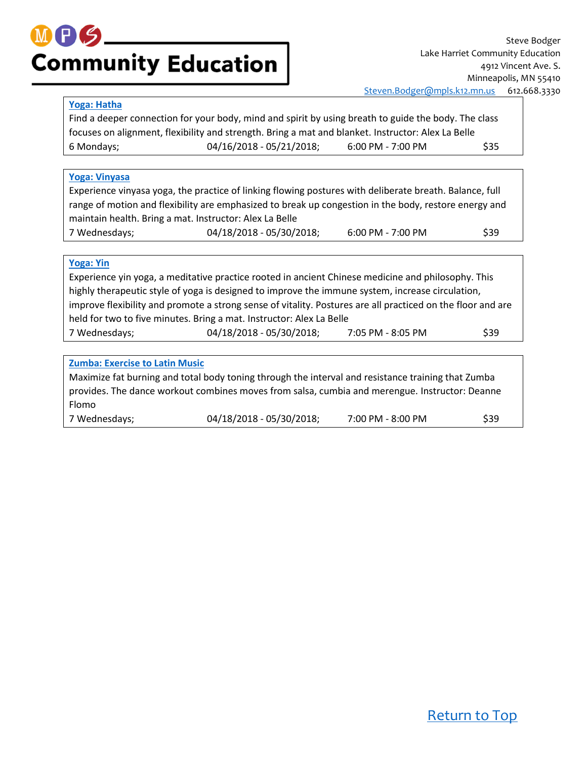**Community Education**

Steve Bodger
Lake Harriet Community Education
4912 Vincent Ave. S.
Minneapolis, MN 55410
Steven.Bodger@mpls.k12.mn.us 612.668.3330

### Yoga: Hatha

Find a deeper connection for your body, mind and spirit by using breath to guide the body. The class focuses on alignment, flexibility and strength. Bring a mat and blanket. Instructor: Alex La Belle

6 Mondays; 04/16/2018 - 05/21/2018; 6:00 PM - 7:00 PM $35

### Yoga: Vinyasa

Experience vinyasa yoga, the practice of linking flowing postures with deliberate breath. Balance, full range of motion and flexibility are emphasized to break up congestion in the body, restore energy and maintain health. Bring a mat. Instructor: Alex La Belle

7 Wednesdays; 04/18/2018 - 05/30/2018; 6:00 PM - 7:00 PM $39

### Yoga: Yin

Experience yin yoga, a meditative practice rooted in ancient Chinese medicine and philosophy. This highly therapeutic style of yoga is designed to improve the immune system, increase circulation, improve flexibility and promote a strong sense of vitality. Postures are all practiced on the floor and are held for two to five minutes. Bring a mat. Instructor: Alex La Belle

7 Wednesdays; 04/18/2018 - 05/30/2018; 7:05 PM - 8:05 PM $39

### Zumba: Exercise to Latin Music

Maximize fat burning and total body toning through the interval and resistance training that Zumba provides. The dance workout combines moves from salsa, cumbia and merengue. Instructor: Deanne Flomo

7 Wednesdays; 04/18/2018 - 05/30/2018; 7:00 PM - 8:00 PM $39

Return to Top